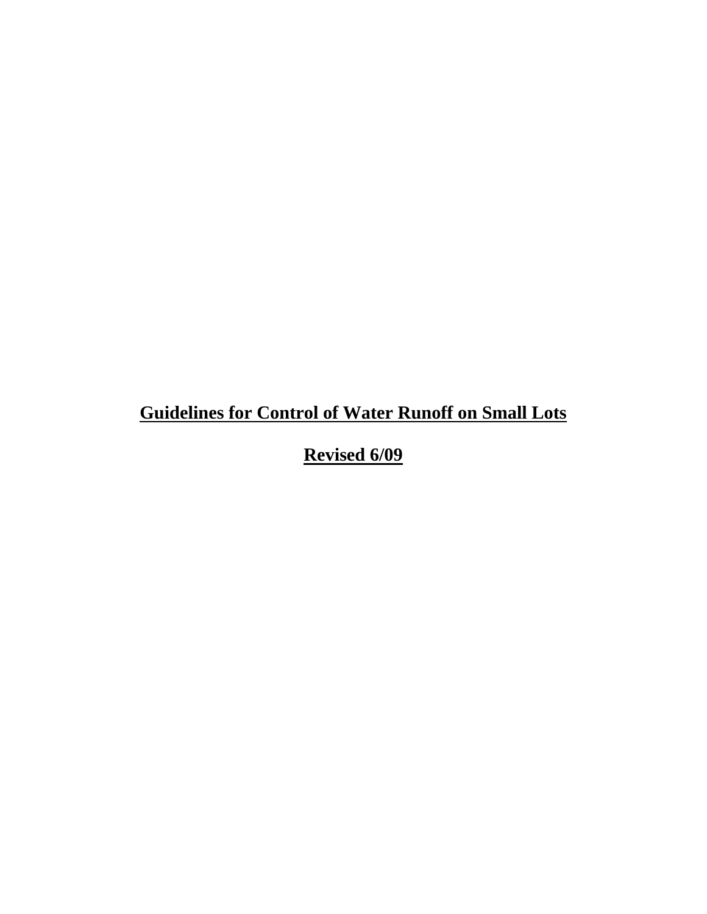# **Guidelines for Control of Water Runoff on Small Lots**

## **Revised 6/09**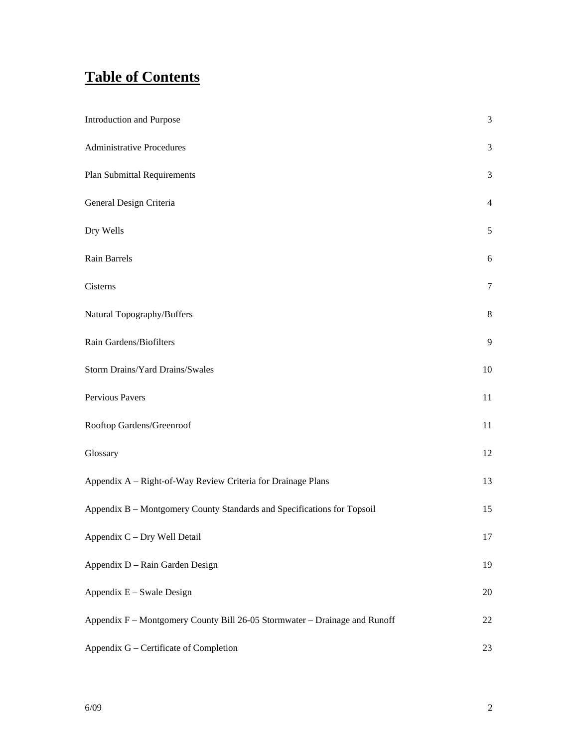# Table of Contents

| | |
|---|---|
| Introduction and Purpose | 3 |
| Administrative Procedures | 3 |
| Plan Submittal Requirements | 3 |
| General Design Criteria | 4 |
| Dry Wells | 5 |
| Rain Barrels | 6 |
| Cisterns | 7 |
| Natural Topography/Buffers | 8 |
| Rain Gardens/Biofilters | 9 |
| Storm Drains/Yard Drains/Swales | 10 |
| Pervious Pavers | 11 |
| Rooftop Gardens/Greenroof | 11 |
| Glossary | 12 |
| Appendix A – Right-of-Way Review Criteria for Drainage Plans | 13 |
| Appendix B – Montgomery County Standards and Specifications for Topsoil | 15 |
| Appendix C – Dry Well Detail | 17 |
| Appendix D – Rain Garden Design | 19 |
| Appendix E – Swale Design | 20 |
| Appendix F – Montgomery County Bill 26-05 Stormwater – Drainage and Runoff | 22 |
| Appendix G – Certificate of Completion | 23 |

6/09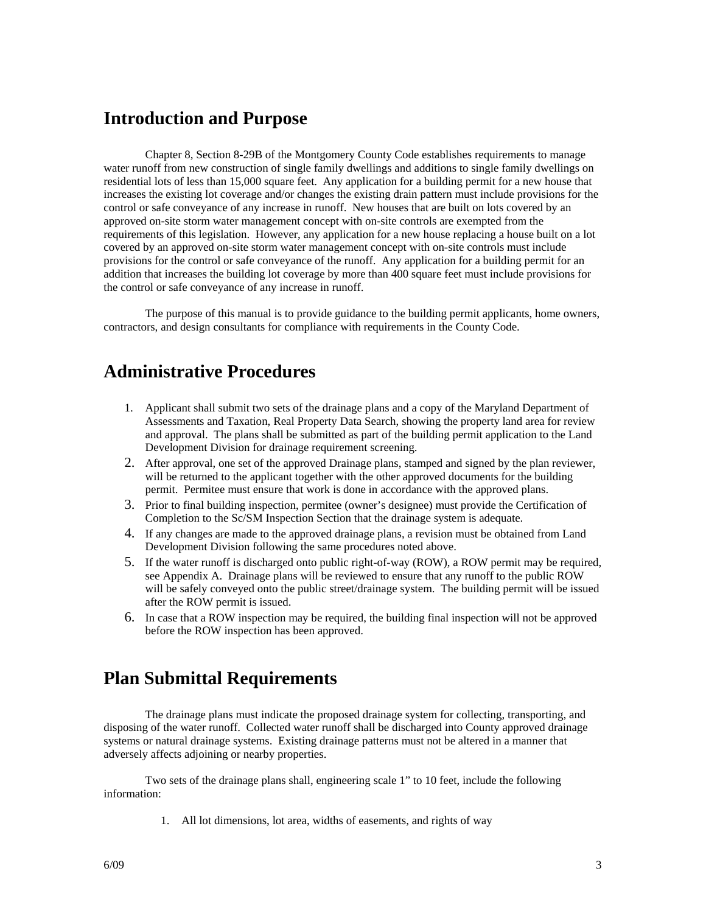## Introduction and Purpose

Chapter 8, Section 8-29B of the Montgomery County Code establishes requirements to manage water runoff from new construction of single family dwellings and additions to single family dwellings on residential lots of less than 15,000 square feet. Any application for a building permit for a new house that increases the existing lot coverage and/or changes the existing drain pattern must include provisions for the control or safe conveyance of any increase in runoff. New houses that are built on lots covered by an approved on-site storm water management concept with on-site controls are exempted from the requirements of this legislation. However, any application for a new house replacing a house built on a lot covered by an approved on-site storm water management concept with on-site controls must include provisions for the control or safe conveyance of the runoff. Any application for a building permit for an addition that increases the building lot coverage by more than 400 square feet must include provisions for the control or safe conveyance of any increase in runoff.

The purpose of this manual is to provide guidance to the building permit applicants, home owners, contractors, and design consultants for compliance with requirements in the County Code.

## Administrative Procedures

1. Applicant shall submit two sets of the drainage plans and a copy of the Maryland Department of Assessments and Taxation, Real Property Data Search, showing the property land area for review and approval. The plans shall be submitted as part of the building permit application to the Land Development Division for drainage requirement screening.
2. After approval, one set of the approved Drainage plans, stamped and signed by the plan reviewer, will be returned to the applicant together with the other approved documents for the building permit. Permitee must ensure that work is done in accordance with the approved plans.
3. Prior to final building inspection, permitee (owner's designee) must provide the Certification of Completion to the Sc/SM Inspection Section that the drainage system is adequate.
4. If any changes are made to the approved drainage plans, a revision must be obtained from Land Development Division following the same procedures noted above.
5. If the water runoff is discharged onto public right-of-way (ROW), a ROW permit may be required, see Appendix A. Drainage plans will be reviewed to ensure that any runoff to the public ROW will be safely conveyed onto the public street/drainage system. The building permit will be issued after the ROW permit is issued.
6. In case that a ROW inspection may be required, the building final inspection will not be approved before the ROW inspection has been approved.

## Plan Submittal Requirements

The drainage plans must indicate the proposed drainage system for collecting, transporting, and disposing of the water runoff. Collected water runoff shall be discharged into County approved drainage systems or natural drainage systems. Existing drainage patterns must not be altered in a manner that adversely affects adjoining or nearby properties.

Two sets of the drainage plans shall, engineering scale 1" to 10 feet, include the following information:

1. All lot dimensions, lot area, widths of easements, and rights of way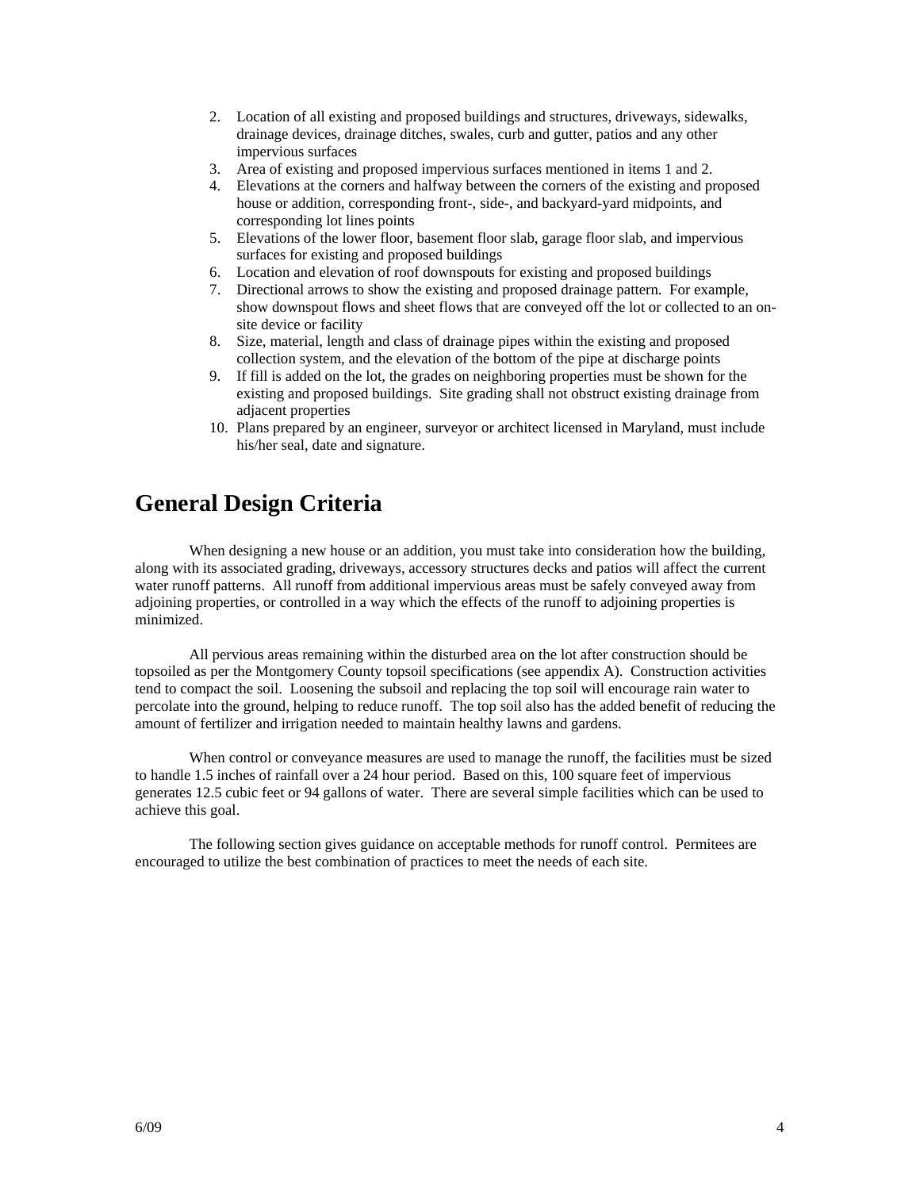2. Location of all existing and proposed buildings and structures, driveways, sidewalks, drainage devices, drainage ditches, swales, curb and gutter, patios and any other impervious surfaces
3. Area of existing and proposed impervious surfaces mentioned in items 1 and 2.
4. Elevations at the corners and halfway between the corners of the existing and proposed house or addition, corresponding front-, side-, and backyard-yard midpoints, and corresponding lot lines points
5. Elevations of the lower floor, basement floor slab, garage floor slab, and impervious surfaces for existing and proposed buildings
6. Location and elevation of roof downspouts for existing and proposed buildings
7. Directional arrows to show the existing and proposed drainage pattern. For example, show downspout flows and sheet flows that are conveyed off the lot or collected to an on-site device or facility
8. Size, material, length and class of drainage pipes within the existing and proposed collection system, and the elevation of the bottom of the pipe at discharge points
9. If fill is added on the lot, the grades on neighboring properties must be shown for the existing and proposed buildings. Site grading shall not obstruct existing drainage from adjacent properties
10. Plans prepared by an engineer, surveyor or architect licensed in Maryland, must include his/her seal, date and signature.

# General Design Criteria

When designing a new house or an addition, you must take into consideration how the building, along with its associated grading, driveways, accessory structures decks and patios will affect the current water runoff patterns. All runoff from additional impervious areas must be safely conveyed away from adjoining properties, or controlled in a way which the effects of the runoff to adjoining properties is minimized.

All pervious areas remaining within the disturbed area on the lot after construction should be topsoiled as per the Montgomery County topsoil specifications (see appendix A). Construction activities tend to compact the soil. Loosening the subsoil and replacing the top soil will encourage rain water to percolate into the ground, helping to reduce runoff. The top soil also has the added benefit of reducing the amount of fertilizer and irrigation needed to maintain healthy lawns and gardens.

When control or conveyance measures are used to manage the runoff, the facilities must be sized to handle 1.5 inches of rainfall over a 24 hour period. Based on this, 100 square feet of impervious generates 12.5 cubic feet or 94 gallons of water. There are several simple facilities which can be used to achieve this goal.

The following section gives guidance on acceptable methods for runoff control. Permitees are encouraged to utilize the best combination of practices to meet the needs of each site.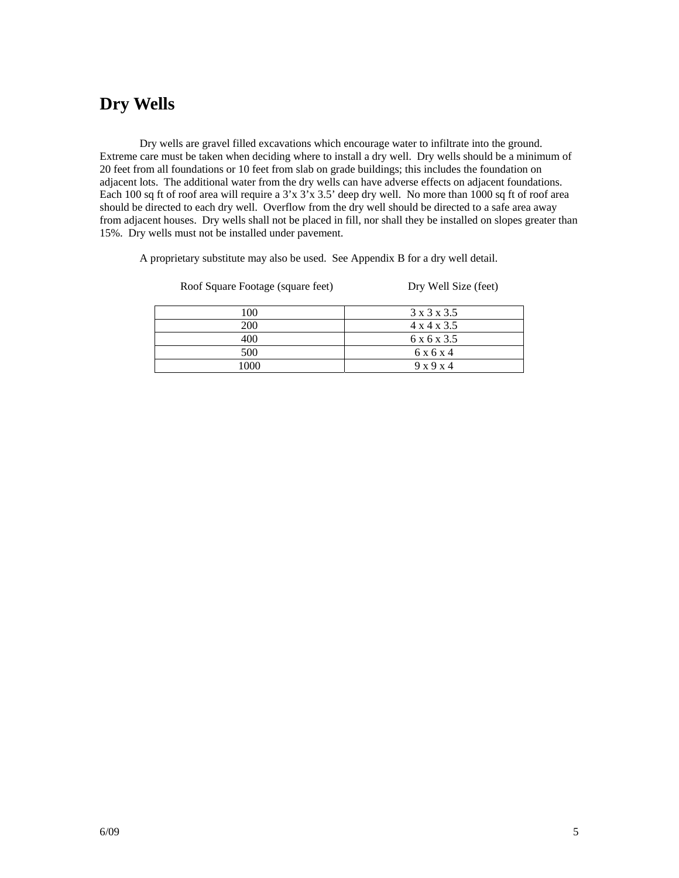# Dry Wells

Dry wells are gravel filled excavations which encourage water to infiltrate into the ground. Extreme care must be taken when deciding where to install a dry well. Dry wells should be a minimum of 20 feet from all foundations or 10 feet from slab on grade buildings; this includes the foundation on adjacent lots. The additional water from the dry wells can have adverse effects on adjacent foundations. Each 100 sq ft of roof area will require a 3'x 3'x 3.5' deep dry well. No more than 1000 sq ft of roof area should be directed to each dry well. Overflow from the dry well should be directed to a safe area away from adjacent houses. Dry wells shall not be placed in fill, nor shall they be installed on slopes greater than 15%. Dry wells must not be installed under pavement.

A proprietary substitute may also be used. See Appendix B for a dry well detail.

| Roof Square Footage (square feet) | Dry Well Size (feet) |
|---|---|
| 100 | 3 x 3 x 3.5 |
| 200 | 4 x 4 x 3.5 |
| 400 | 6 x 6 x 3.5 |
| 500 | 6 x 6 x 4 |
| 1000 | 9 x 9 x 4 |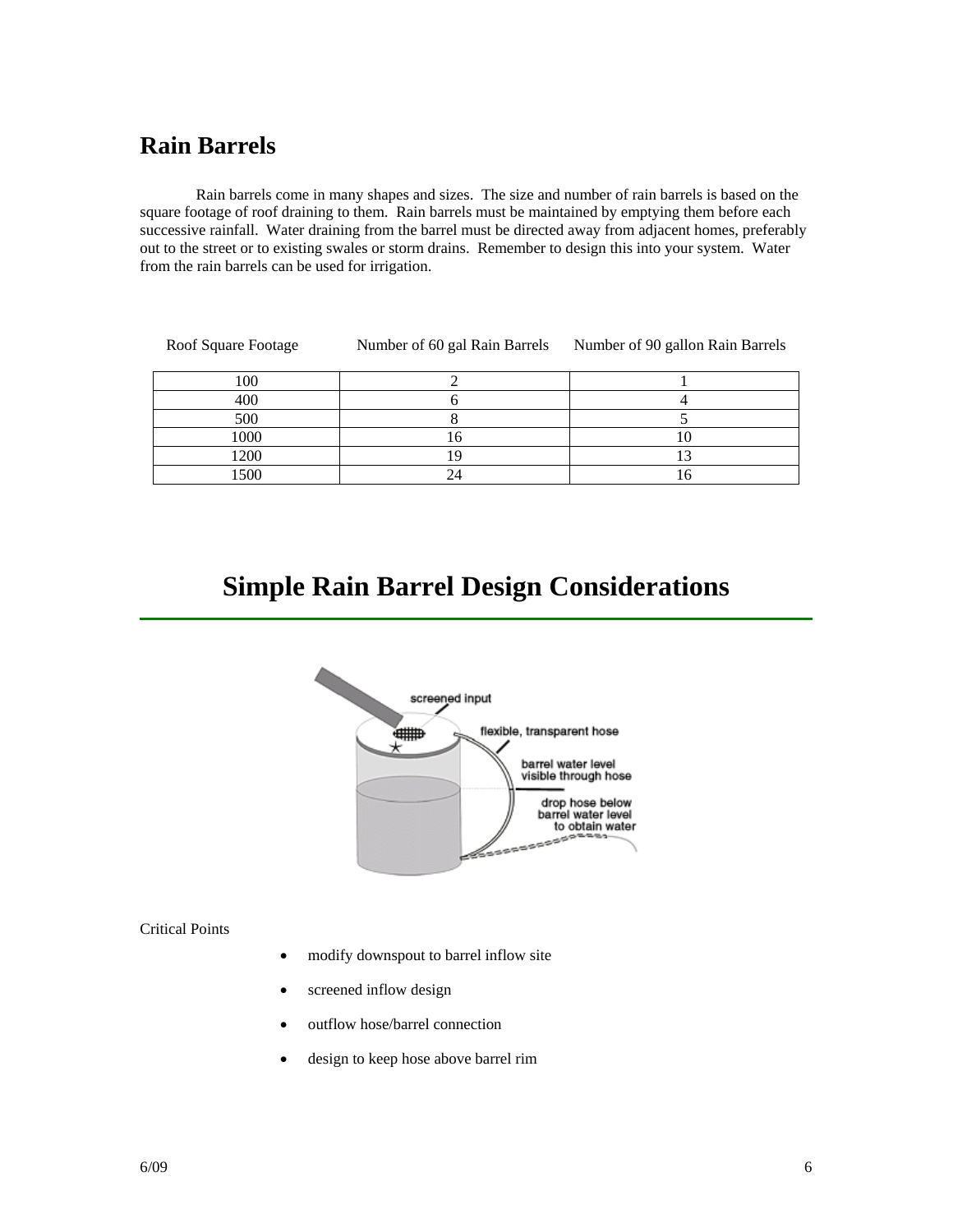## Rain Barrels

Rain barrels come in many shapes and sizes. The size and number of rain barrels is based on the square footage of roof draining to them. Rain barrels must be maintained by emptying them before each successive rainfall. Water draining from the barrel must be directed away from adjacent homes, preferably out to the street or to existing swales or storm drains. Remember to design this into your system. Water from the rain barrels can be used for irrigation.

| Roof Square Footage | Number of 60 gal Rain Barrels | Number of 90 gallon Rain Barrels |
|---|---|---|
| 100 | 2 | 1 |
| 400 | 6 | 4 |
| 500 | 8 | 5 |
| 1000 | 16 | 10 |
| 1200 | 19 | 13 |
| 1500 | 24 | 16 |

# Simple Rain Barrel Design Considerations

Critical Points

- modify downspout to barrel inflow site
- screened inflow design
- outflow hose/barrel connection
- design to keep hose above barrel rim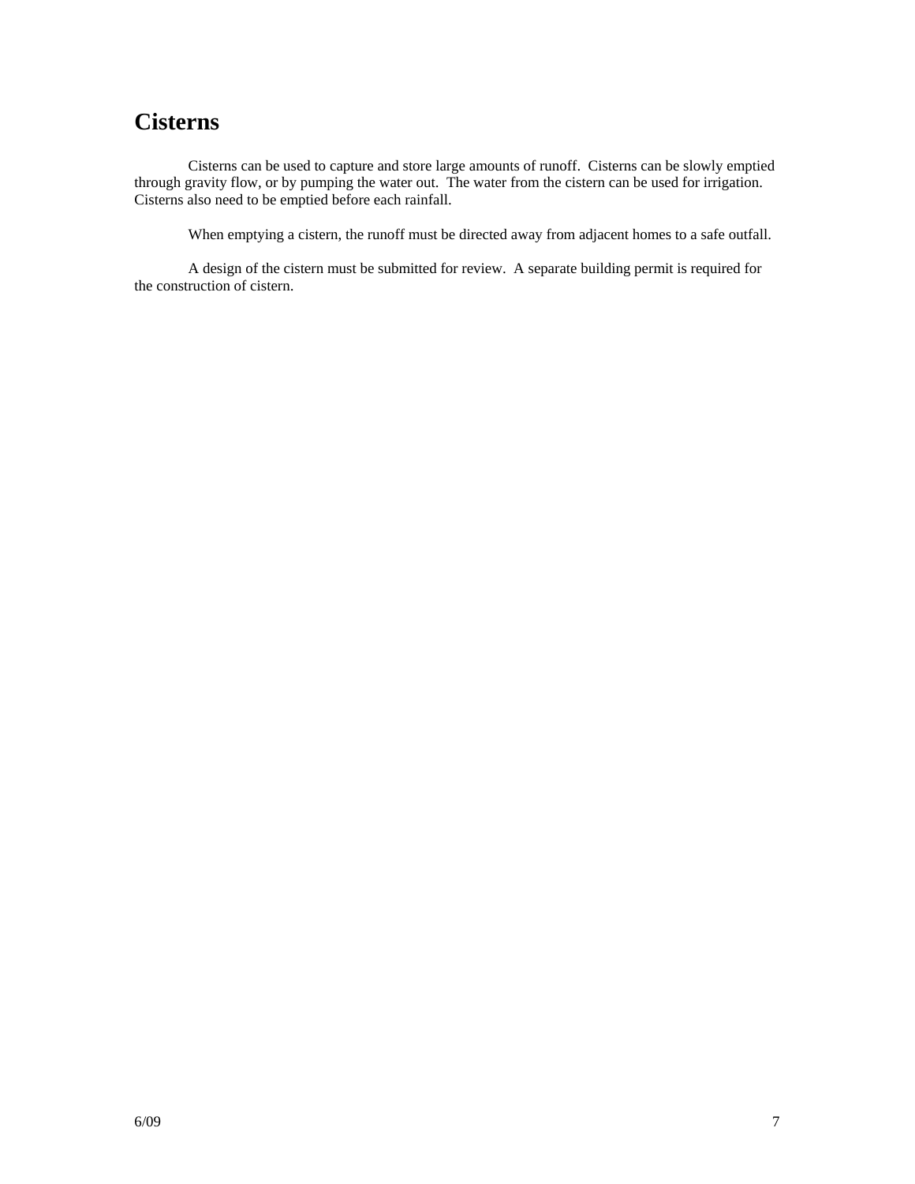# Cisterns

Cisterns can be used to capture and store large amounts of runoff. Cisterns can be slowly emptied through gravity flow, or by pumping the water out. The water from the cistern can be used for irrigation. Cisterns also need to be emptied before each rainfall.

When emptying a cistern, the runoff must be directed away from adjacent homes to a safe outfall.

A design of the cistern must be submitted for review. A separate building permit is required for the construction of cistern.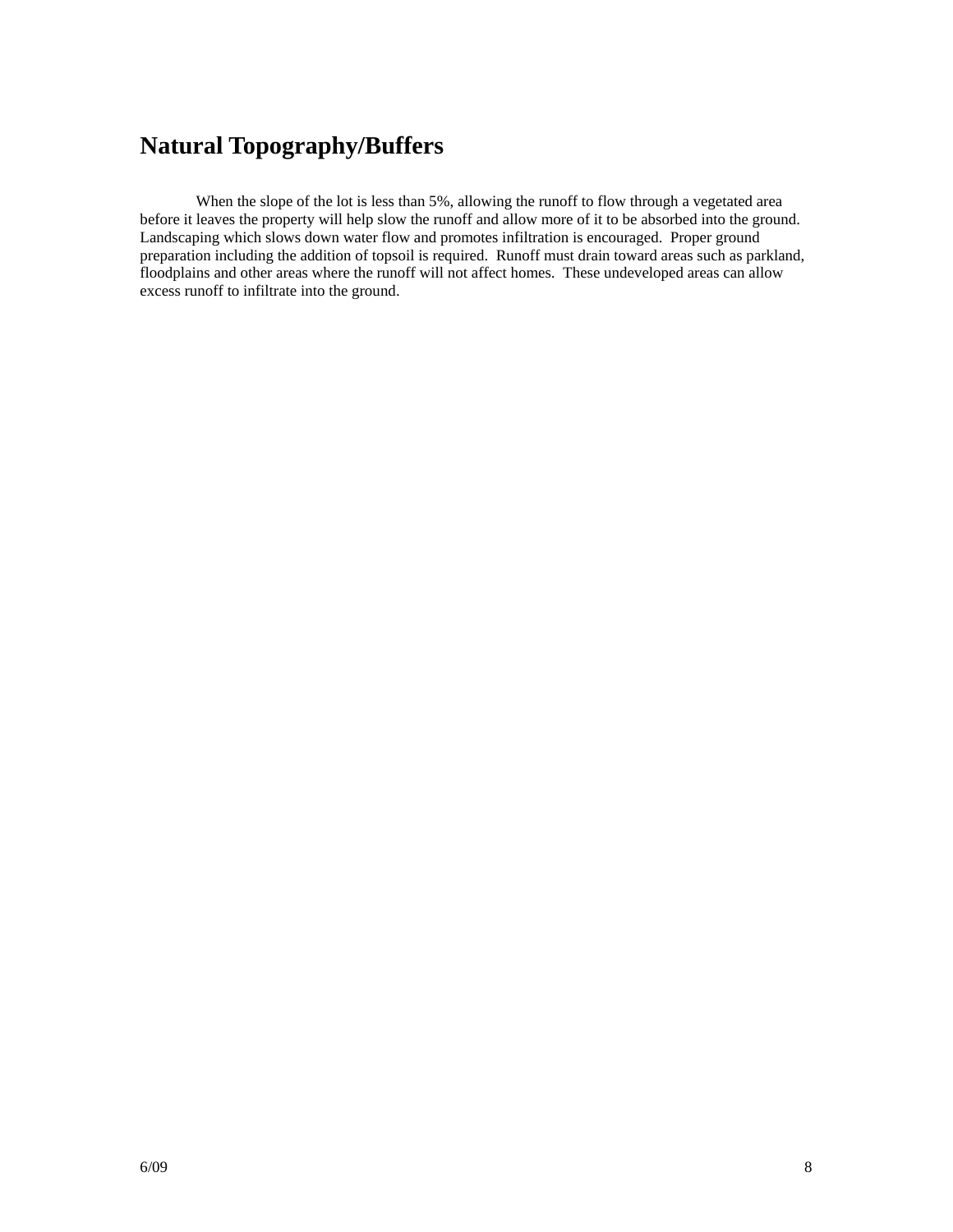## Natural Topography/Buffers

When the slope of the lot is less than 5%, allowing the runoff to flow through a vegetated area before it leaves the property will help slow the runoff and allow more of it to be absorbed into the ground. Landscaping which slows down water flow and promotes infiltration is encouraged. Proper ground preparation including the addition of topsoil is required. Runoff must drain toward areas such as parkland, floodplains and other areas where the runoff will not affect homes. These undeveloped areas can allow excess runoff to infiltrate into the ground.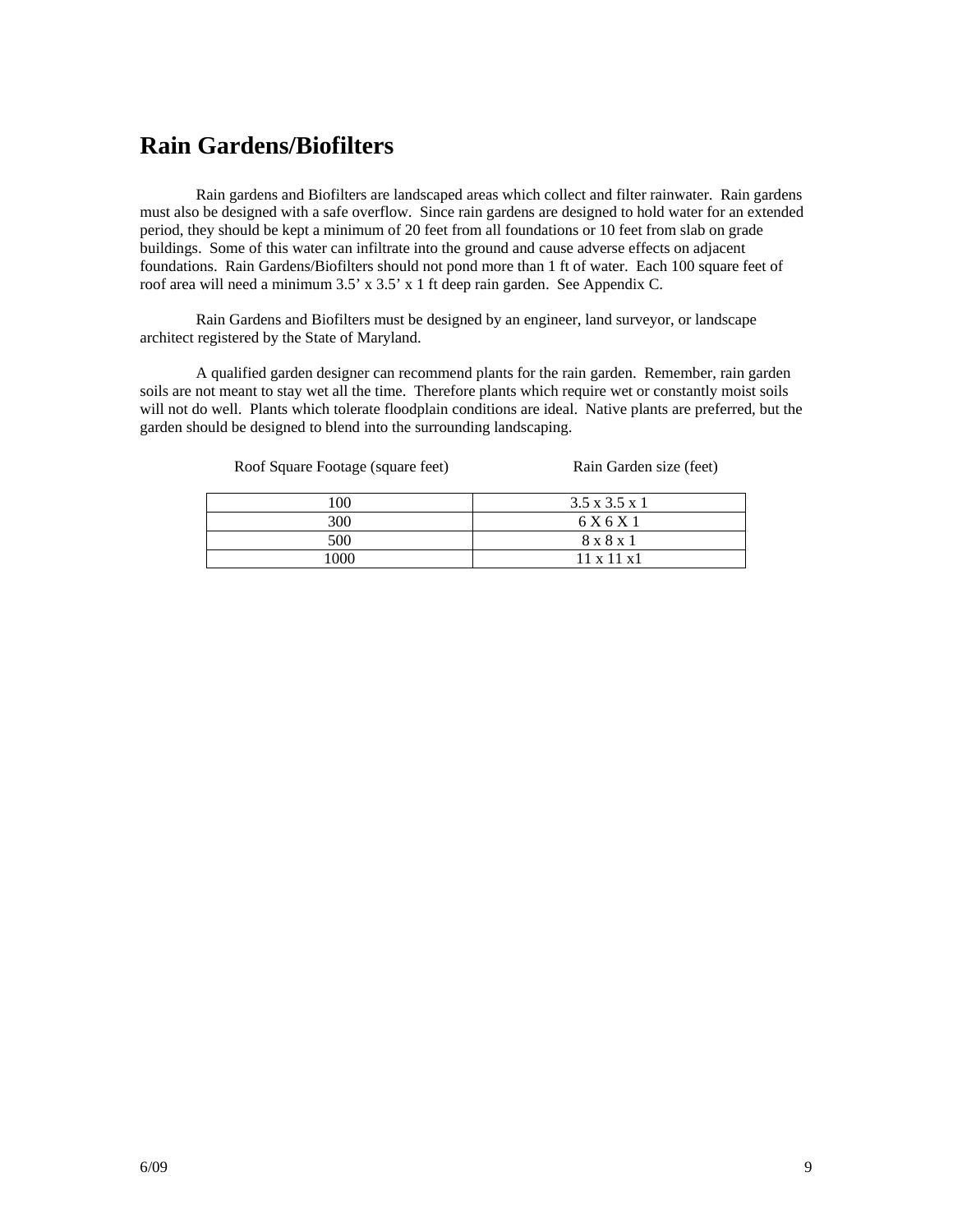## Rain Gardens/Biofilters

Rain gardens and Biofilters are landscaped areas which collect and filter rainwater. Rain gardens must also be designed with a safe overflow. Since rain gardens are designed to hold water for an extended period, they should be kept a minimum of 20 feet from all foundations or 10 feet from slab on grade buildings. Some of this water can infiltrate into the ground and cause adverse effects on adjacent foundations. Rain Gardens/Biofilters should not pond more than 1 ft of water. Each 100 square feet of roof area will need a minimum 3.5' x 3.5' x 1 ft deep rain garden. See Appendix C.

Rain Gardens and Biofilters must be designed by an engineer, land surveyor, or landscape architect registered by the State of Maryland.

A qualified garden designer can recommend plants for the rain garden. Remember, rain garden soils are not meant to stay wet all the time. Therefore plants which require wet or constantly moist soils will not do well. Plants which tolerate floodplain conditions are ideal. Native plants are preferred, but the garden should be designed to blend into the surrounding landscaping.

| Roof Square Footage (square feet) | Rain Garden size (feet) |
|---|---|
| 100 | 3.5 x 3.5 x 1 |
| 300 | 6 X 6 X 1 |
| 500 | 8 x 8 x 1 |
| 1000 | 11 x 11 x1 |

6/09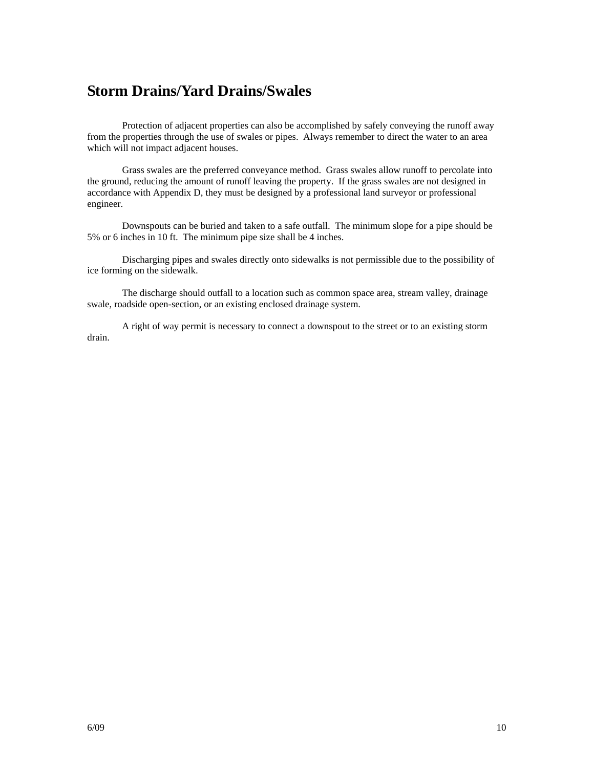## Storm Drains/Yard Drains/Swales

Protection of adjacent properties can also be accomplished by safely conveying the runoff away from the properties through the use of swales or pipes. Always remember to direct the water to an area which will not impact adjacent houses.

Grass swales are the preferred conveyance method. Grass swales allow runoff to percolate into the ground, reducing the amount of runoff leaving the property. If the grass swales are not designed in accordance with Appendix D, they must be designed by a professional land surveyor or professional engineer.

Downspouts can be buried and taken to a safe outfall. The minimum slope for a pipe should be 5% or 6 inches in 10 ft. The minimum pipe size shall be 4 inches.

Discharging pipes and swales directly onto sidewalks is not permissible due to the possibility of ice forming on the sidewalk.

The discharge should outfall to a location such as common space area, stream valley, drainage swale, roadside open-section, or an existing enclosed drainage system.

A right of way permit is necessary to connect a downspout to the street or to an existing storm drain.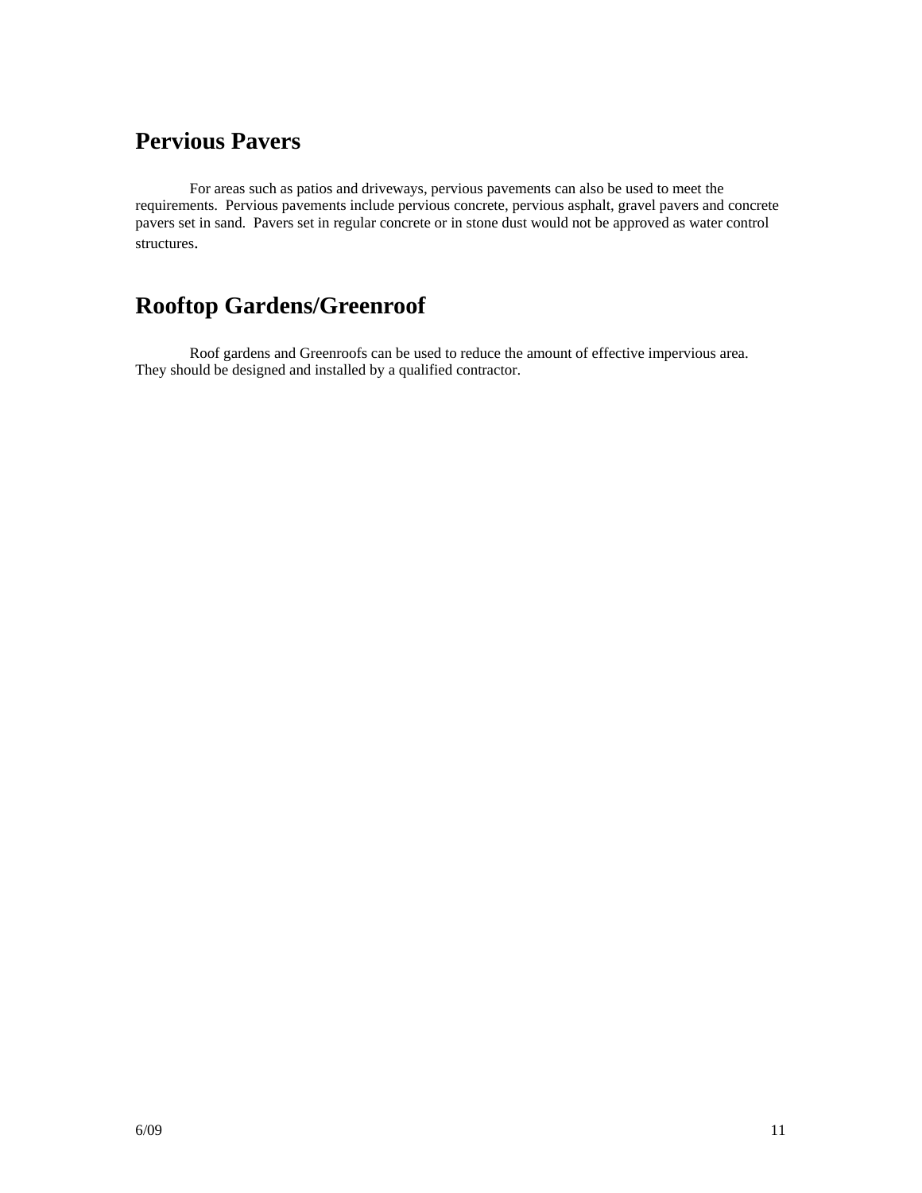## Pervious Pavers

For areas such as patios and driveways, pervious pavements can also be used to meet the requirements. Pervious pavements include pervious concrete, pervious asphalt, gravel pavers and concrete pavers set in sand. Pavers set in regular concrete or in stone dust would not be approved as water control structures.

## Rooftop Gardens/Greenroof

Roof gardens and Greenroofs can be used to reduce the amount of effective impervious area. They should be designed and installed by a qualified contractor.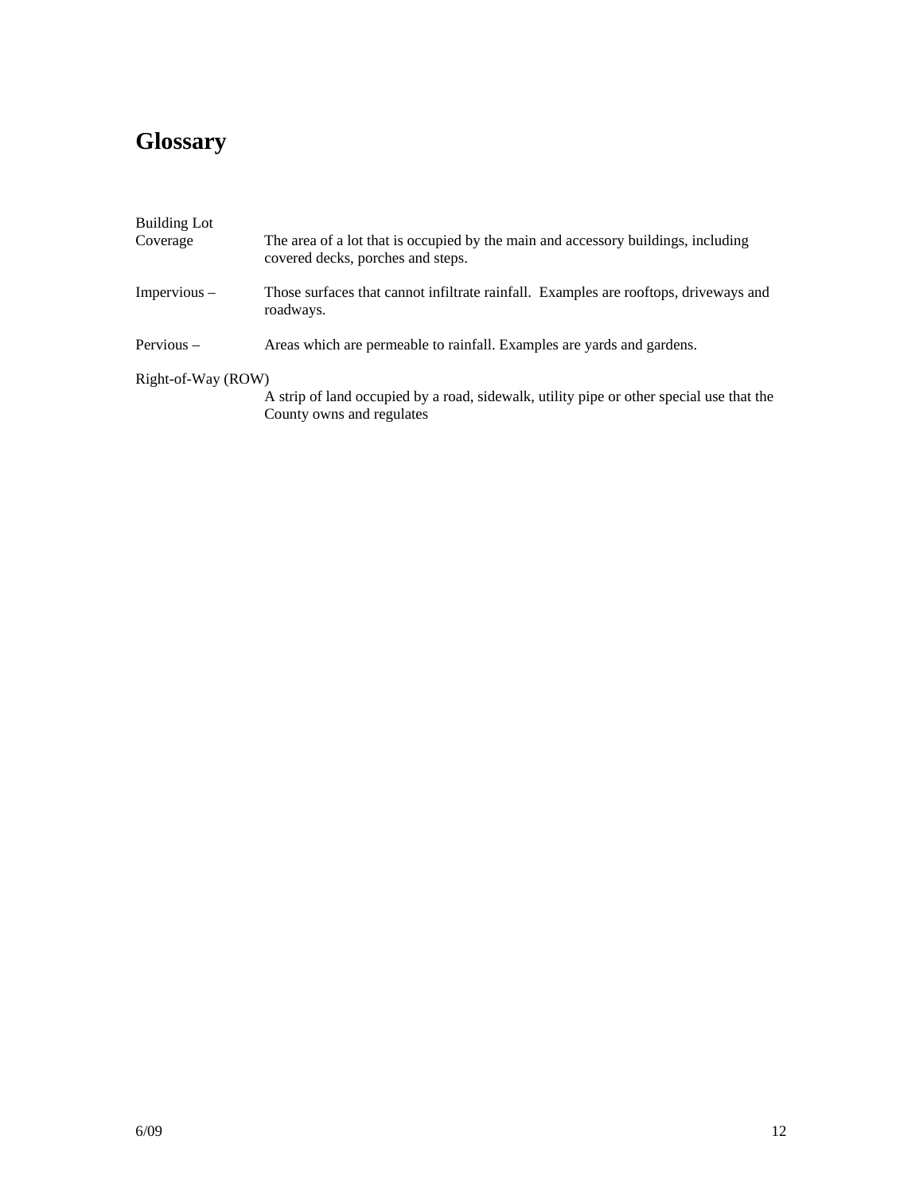# Glossary

**Building Lot Coverage** – The area of a lot that is occupied by the main and accessory buildings, including covered decks, porches and steps.

**Impervious** – Those surfaces that cannot infiltrate rainfall. Examples are rooftops, driveways and roadways.

**Pervious** – Areas which are permeable to rainfall. Examples are yards and gardens.

**Right-of-Way (ROW)** – A strip of land occupied by a road, sidewalk, utility pipe or other special use that the County owns and regulates

6/09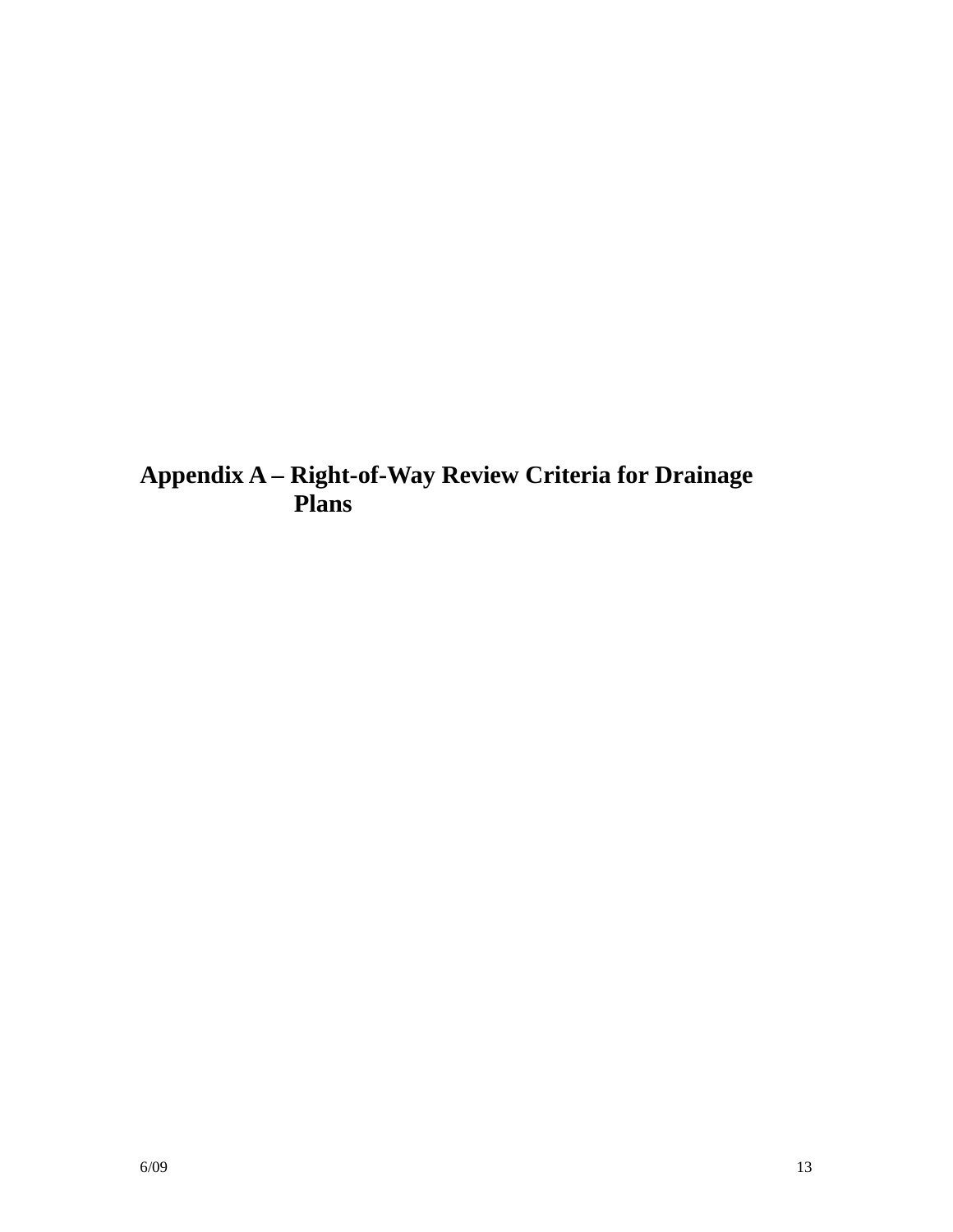# Appendix A – Right-of-Way Review Criteria for Drainage Plans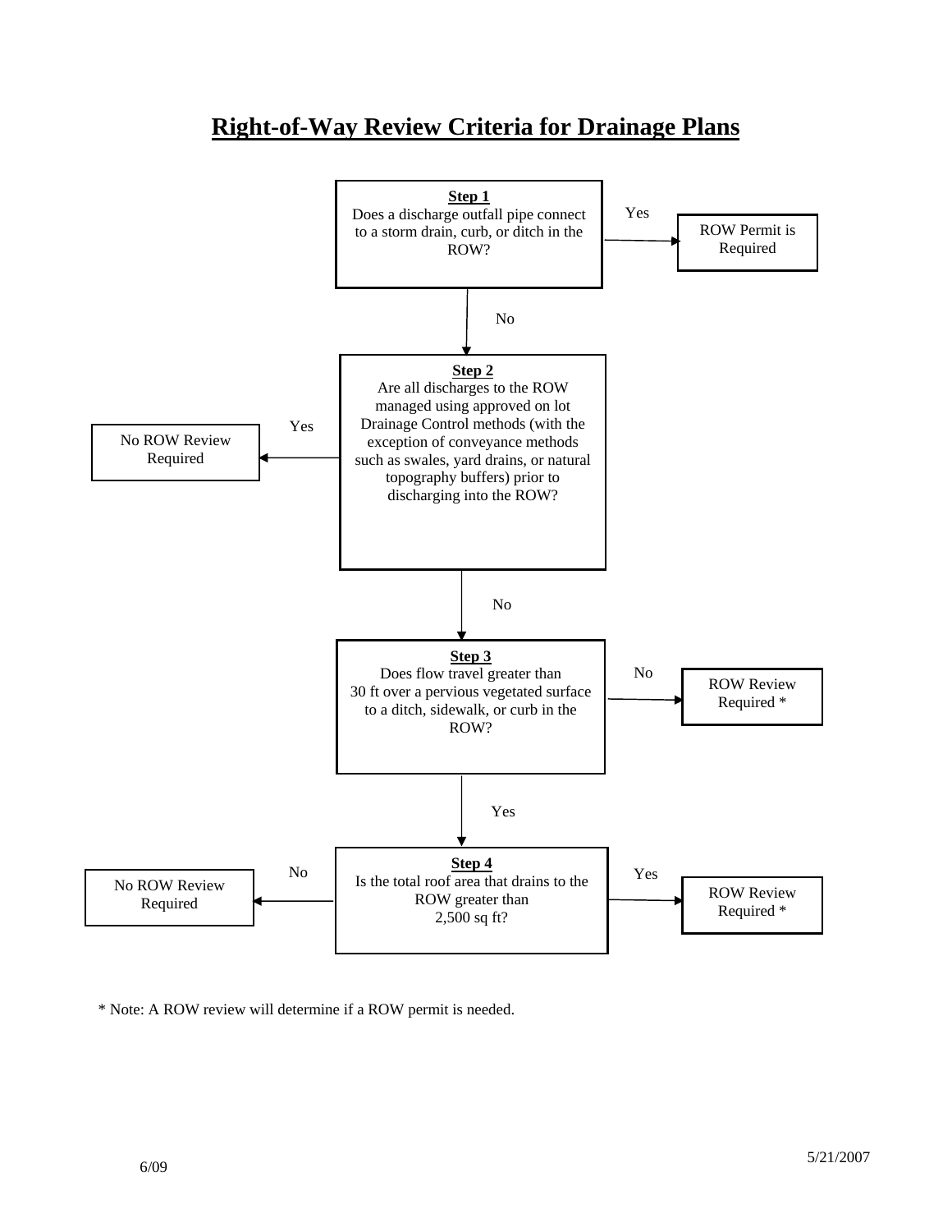# Right-of-Way Review Criteria for Drainage Plans

**Step 1**
Does a discharge outfall pipe connect to a storm drain, curb, or ditch in the ROW?

- Yes → ROW Permit is Required
- No → Step 2

**Step 2**
Are all discharges to the ROW managed using approved on lot Drainage Control methods (with the exception of conveyance methods such as swales, yard drains, or natural topography buffers) prior to discharging into the ROW?

- Yes → No ROW Review Required
- No → Step 3

**Step 3**
Does flow travel greater than 30 ft over a pervious vegetated surface to a ditch, sidewalk, or curb in the ROW?

- No → ROW Review Required *
- Yes → Step 4

**Step 4**
Is the total roof area that drains to the ROW greater than 2,500 sq ft?

- No → No ROW Review Required
- Yes → ROW Review Required *

* Note: A ROW review will determine if a ROW permit is needed.

6/09

5/21/2007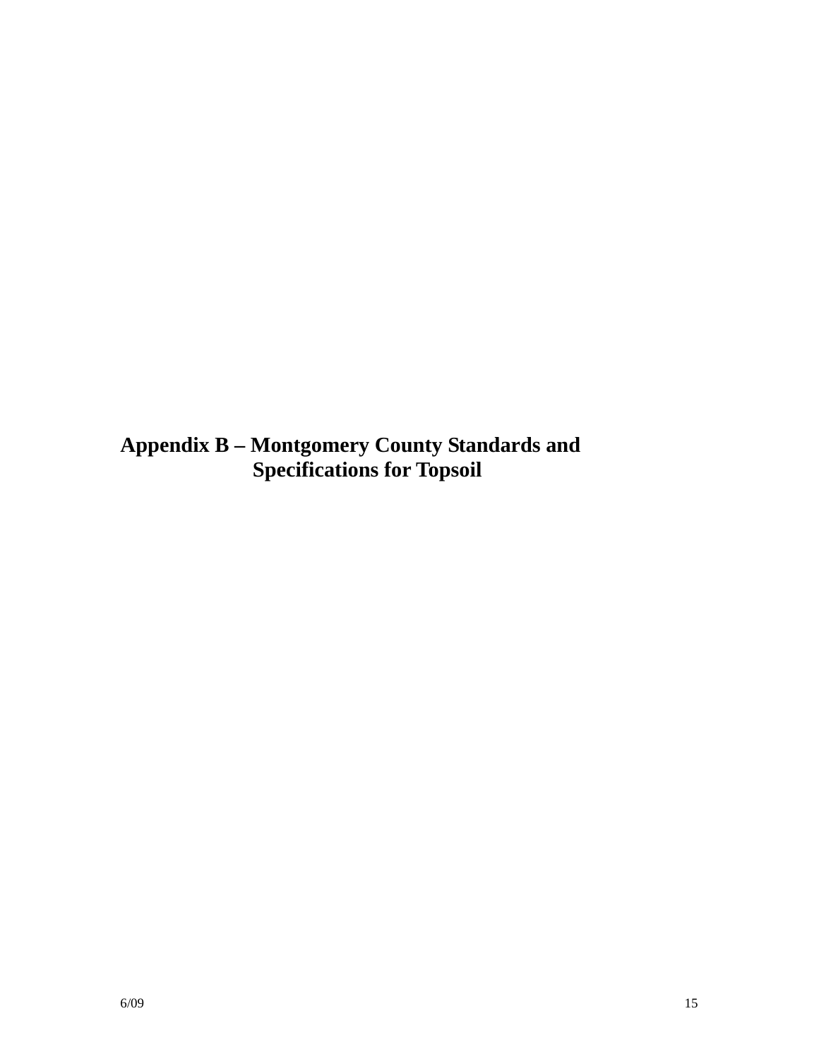# Appendix B – Montgomery County Standards and Specifications for Topsoil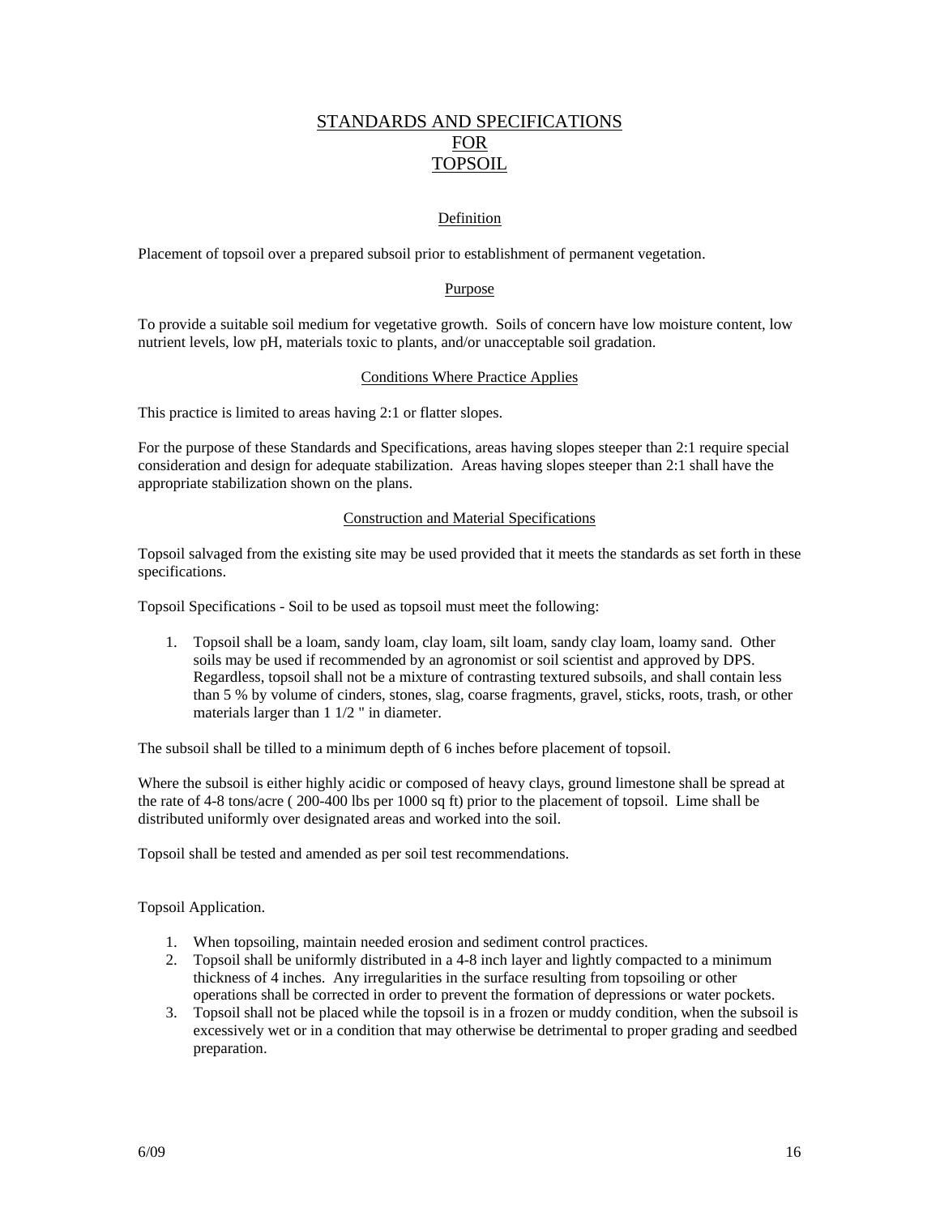# STANDARDS AND SPECIFICATIONS FOR TOPSOIL

## Definition

Placement of topsoil over a prepared subsoil prior to establishment of permanent vegetation.

## Purpose

To provide a suitable soil medium for vegetative growth. Soils of concern have low moisture content, low nutrient levels, low pH, materials toxic to plants, and/or unacceptable soil gradation.

## Conditions Where Practice Applies

This practice is limited to areas having 2:1 or flatter slopes.

For the purpose of these Standards and Specifications, areas having slopes steeper than 2:1 require special consideration and design for adequate stabilization. Areas having slopes steeper than 2:1 shall have the appropriate stabilization shown on the plans.

## Construction and Material Specifications

Topsoil salvaged from the existing site may be used provided that it meets the standards as set forth in these specifications.

Topsoil Specifications - Soil to be used as topsoil must meet the following:

1. Topsoil shall be a loam, sandy loam, clay loam, silt loam, sandy clay loam, loamy sand. Other soils may be used if recommended by an agronomist or soil scientist and approved by DPS. Regardless, topsoil shall not be a mixture of contrasting textured subsoils, and shall contain less than 5 % by volume of cinders, stones, slag, coarse fragments, gravel, sticks, roots, trash, or other materials larger than 1 1/2 " in diameter.

The subsoil shall be tilled to a minimum depth of 6 inches before placement of topsoil.

Where the subsoil is either highly acidic or composed of heavy clays, ground limestone shall be spread at the rate of 4-8 tons/acre ( 200-400 lbs per 1000 sq ft) prior to the placement of topsoil. Lime shall be distributed uniformly over designated areas and worked into the soil.

Topsoil shall be tested and amended as per soil test recommendations.

Topsoil Application.

1. When topsoiling, maintain needed erosion and sediment control practices.
2. Topsoil shall be uniformly distributed in a 4-8 inch layer and lightly compacted to a minimum thickness of 4 inches. Any irregularities in the surface resulting from topsoiling or other operations shall be corrected in order to prevent the formation of depressions or water pockets.
3. Topsoil shall not be placed while the topsoil is in a frozen or muddy condition, when the subsoil is excessively wet or in a condition that may otherwise be detrimental to proper grading and seedbed preparation.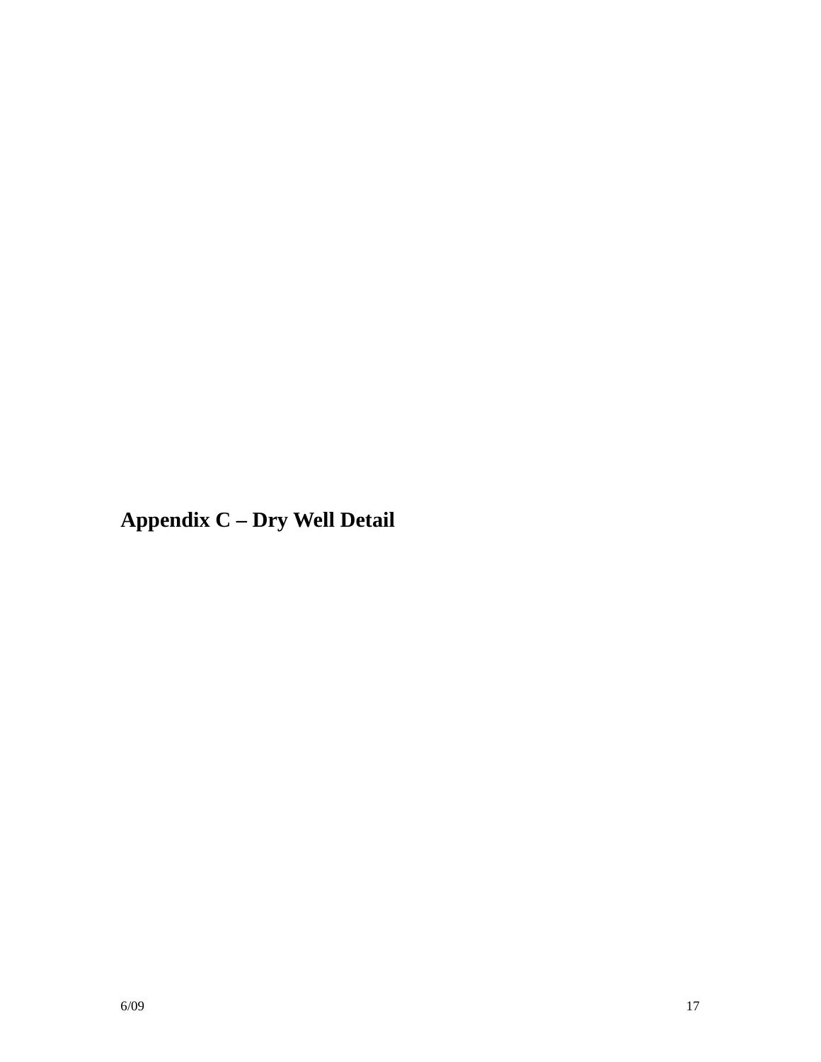## Appendix C – Dry Well Detail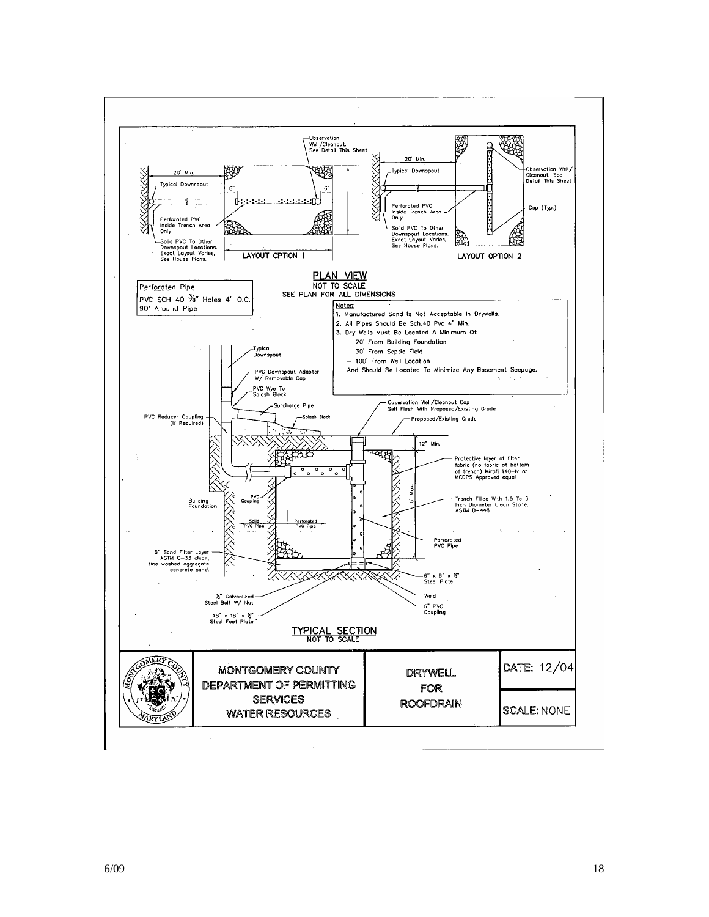## PLAN VIEW

NOT TO SCALE

SEE PLAN FOR ALL DIMENSIONS

**LAYOUT OPTION 1**

- Observation Well/Cleanout. See Detail This Sheet
- 20' Min.
- Typical Downspout
- 6"
- 6"
- Perforated PVC Inside Trench Area Only
- Solid PVC To Other Downspout Locations. Exact Layout Varies, See House Plans.

**LAYOUT OPTION 2**

- 20' Min.
- Typical Downspout
- Observation Well/Cleanout. See Detail This Sheet
- Cap (Typ.)
- Perforated PVC Inside Trench Area Only
- Solid PVC To Other Downspout Locations. Exact Layout Varies, See House Plans.

**Perforated Pipe**

PVC SCH 40 3/8" Holes 4" O.C. 90° Around Pipe

**Notes:**

1. Manufactured Sand Is Not Acceptable In Drywells.
2. All Pipes Should Be Sch.40 Pvc 4" Min.
3. Dry Wells Must Be Located A Minimum Of:
   - 20' From Building Foundation
   - 30' From Septic Field
   - 100' From Well Location

   And Should Be Located To Minimize Any Basement Seepage.

## TYPICAL SECTION

NOT TO SCALE

- Typical Downspout
- PVC Downspout Adapter W/ Removable Cap
- PVC Wye To Splash Block
- Surcharge Pipe
- Splash Block
- PVC Reducer Coupling (If Required)
- Observation Well/Cleanout Cap Self Flush With Proposed/Existing Grade
- Proposed/Existing Grade
- 12" Min.
- Protective layer of filter fabric (no fabric at bottom of trench) Mirafi 140-N or MCDPS Approved equal
- 6' Max.
- Trench Filled With 1.5 To 3 Inch Diameter Clean Stone, ASTM D-448
- Building Foundation
- PVC Coupling
- Solid PVC Pipe
- Perforated PVC Pipe
- Perforated PVC Pipe
- 6" Sand Filter Layer ASTM C-33 clean, fine washed aggregate concrete sand.
- 6" x 6" x ½" Steel Plate
- Weld
- 6" PVC Coupling
- ½" Galvanized Steel Bolt W/ Nut
- 18" x 18" x ½" Steel Foot Plate

| MONTGOMERY COUNTY DEPARTMENT OF PERMITTING SERVICES WATER RESOURCES | DRYWELL FOR ROOFDRAIN | DATE: 12/04 |
|---|---|---|
| | | SCALE: NONE |

6/09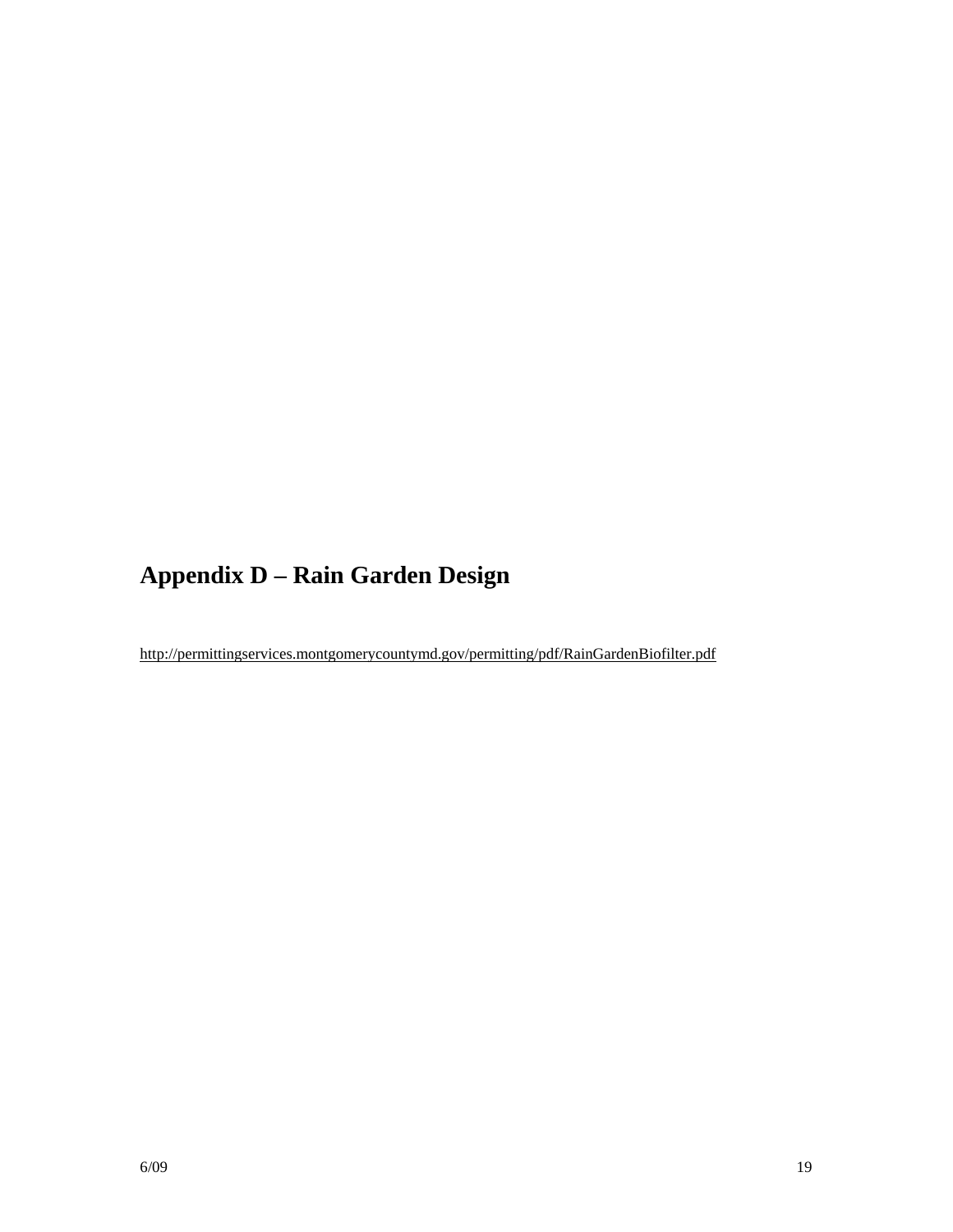## Appendix D – Rain Garden Design

http://permittingservices.montgomerycountymd.gov/permitting/pdf/RainGardenBiofilter.pdf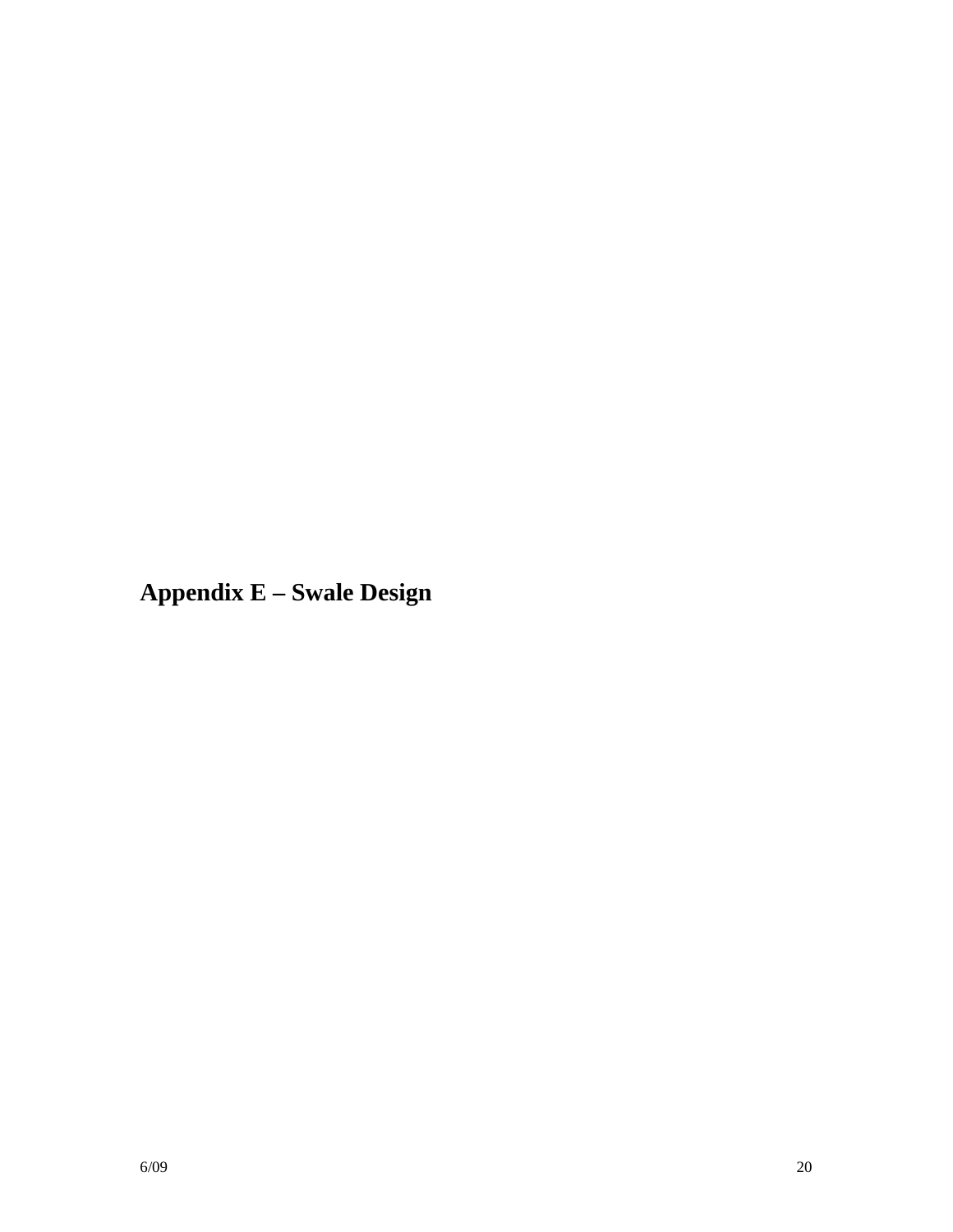# Appendix E – Swale Design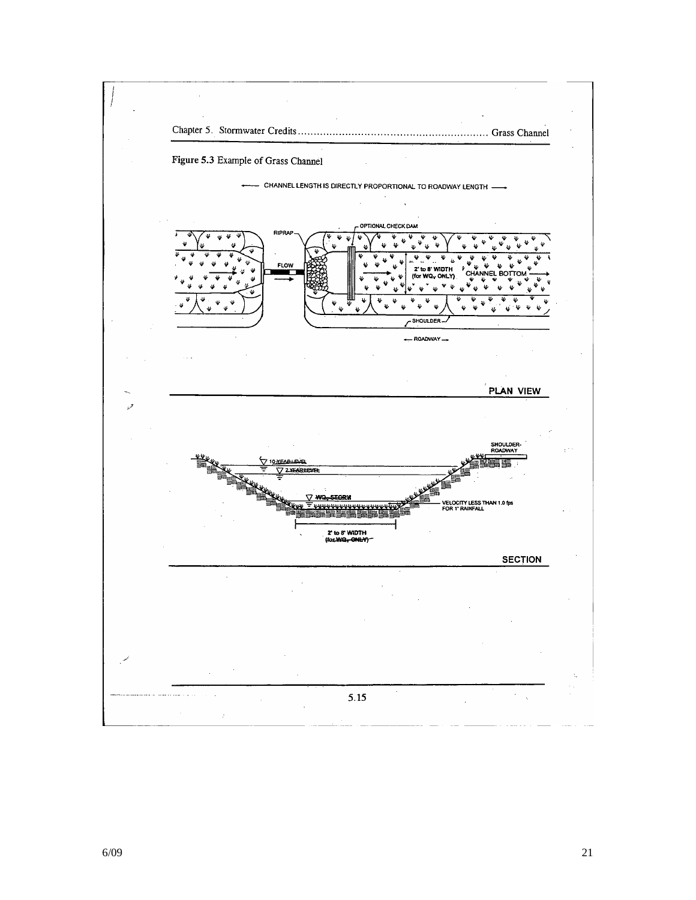Figure 5.3 Example of Grass Channel

CHANNEL LENGTH IS DIRECTLY PROPORTIONAL TO ROADWAY LENGTH

RIPRAP

OPTIONAL CHECK DAM

FLOW

2' to 8' WIDTH (for $WQ_V$ ONLY)

CHANNEL BOTTOM

SHOULDER

ROADWAY

PLAN VIEW

10-YEAR LEVEL

2-YEAR LEVEL

$WQ_V$ STORM

SHOULDER-ROADWAY

VELOCITY LESS THAN 1.0 fps FOR 1" RAINFALL

2' to 8' WIDTH (for $WQ_V$ ONLY)

SECTION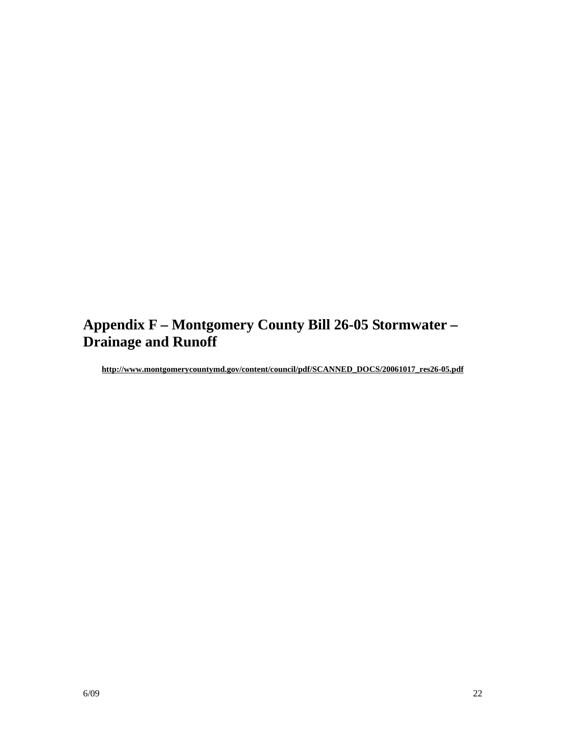# Appendix F – Montgomery County Bill 26-05 Stormwater – Drainage and Runoff

**http://www.montgomerycountymd.gov/content/council/pdf/SCANNED_DOCS/20061017_res26-05.pdf**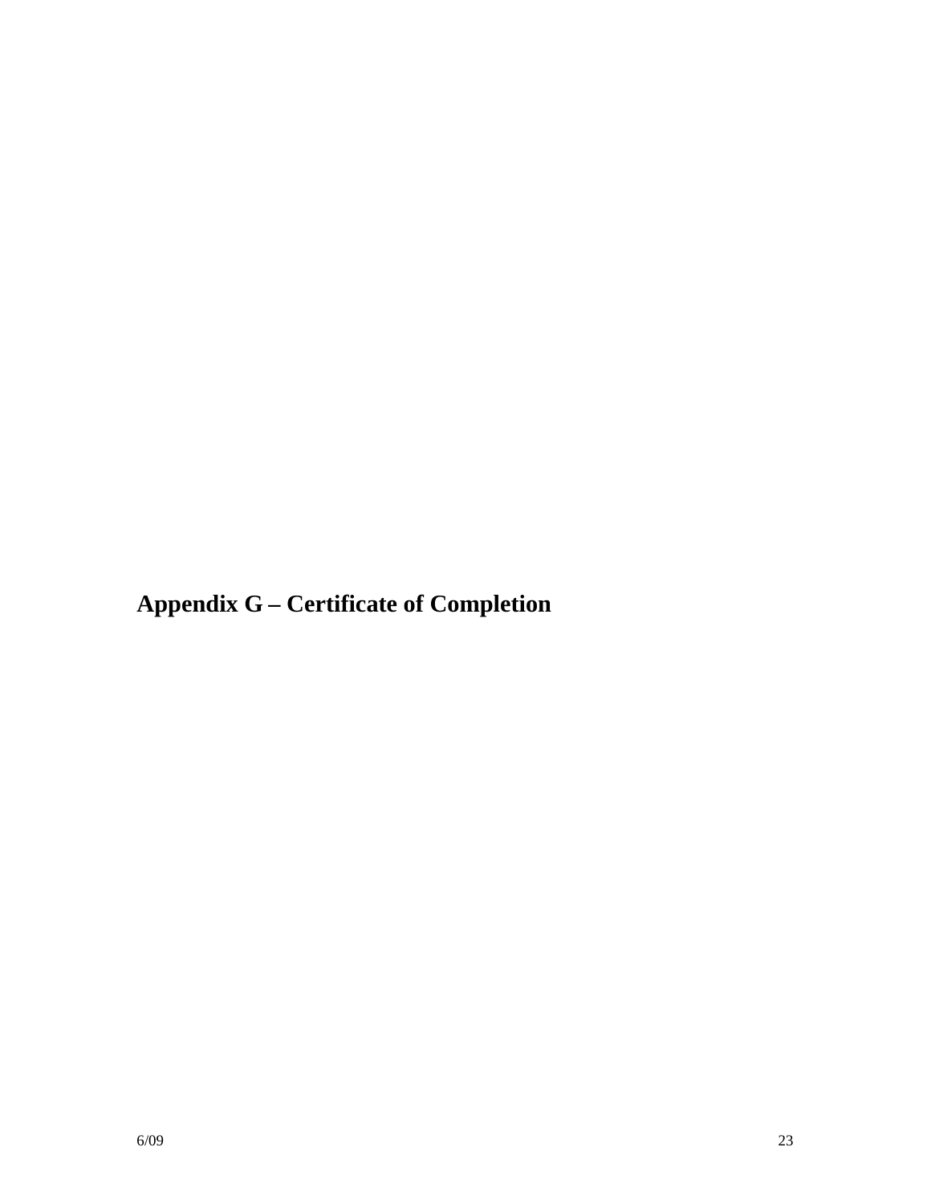## Appendix G – Certificate of Completion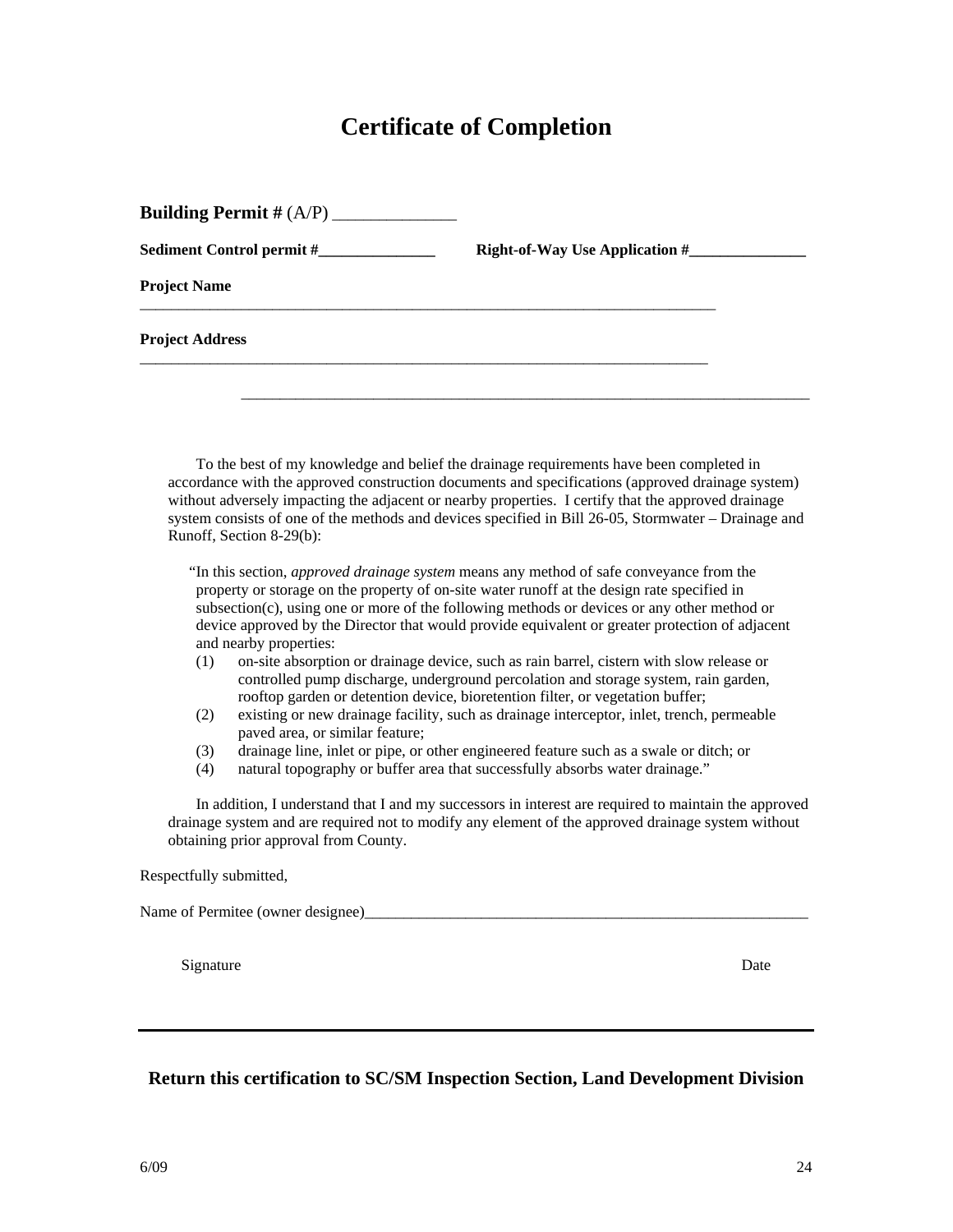# Certificate of Completion

**Building Permit #** (A/P) ______________

**Sediment Control permit #_______________** **Right-of-Way Use Application #_______________**

**Project Name**

_____________________________________________________________________________

**Project Address**

_____________________________________________________________________________

_____________________________________________________________________________

To the best of my knowledge and belief the drainage requirements have been completed in accordance with the approved construction documents and specifications (approved drainage system) without adversely impacting the adjacent or nearby properties. I certify that the approved drainage system consists of one of the methods and devices specified in Bill 26-05, Stormwater – Drainage and Runoff, Section 8-29(b):

"In this section, *approved drainage system* means any method of safe conveyance from the property or storage on the property of on-site water runoff at the design rate specified in subsection(c), using one or more of the following methods or devices or any other method or device approved by the Director that would provide equivalent or greater protection of adjacent and nearby properties:

(1) on-site absorption or drainage device, such as rain barrel, cistern with slow release or controlled pump discharge, underground percolation and storage system, rain garden, rooftop garden or detention device, bioretention filter, or vegetation buffer;
(2) existing or new drainage facility, such as drainage interceptor, inlet, trench, permeable paved area, or similar feature;
(3) drainage line, inlet or pipe, or other engineered feature such as a swale or ditch; or
(4) natural topography or buffer area that successfully absorbs water drainage."

In addition, I understand that I and my successors in interest are required to maintain the approved drainage system and are required not to modify any element of the approved drainage system without obtaining prior approval from County.

Respectfully submitted,

Name of Permitee (owner designee)____________________________________________________________

Signature Date

---

**Return this certification to SC/SM Inspection Section, Land Development Division**

6/09